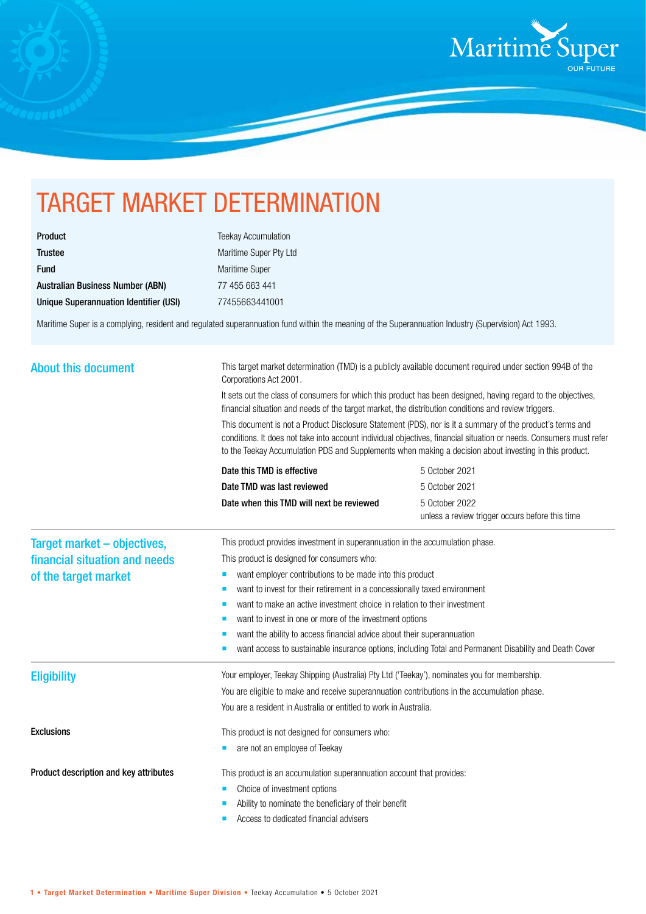Maritime Super
OUR FUTURE

# TARGET MARKET DETERMINATION

| | |
|---|---|
| **Product** | Teekay Accumulation |
| **Trustee** | Maritime Super Pty Ltd |
| **Fund** | Maritime Super |
| **Australian Business Number (ABN)** | 77 455 663 441 |
| **Unique Superannuation Identifier (USI)** | 77455663441001 |

Maritime Super is a complying, resident and regulated superannuation fund within the meaning of the Superannuation Industry (Supervision) Act 1993.

## About this document

This target market determination (TMD) is a publicly available document required under section 994B of the Corporations Act 2001.

It sets out the class of consumers for which this product has been designed, having regard to the objectives, financial situation and needs of the target market, the distribution conditions and review triggers.

This document is not a Product Disclosure Statement (PDS), nor is it a summary of the product's terms and conditions. It does not take into account individual objectives, financial situation or needs. Consumers must refer to the Teekay Accumulation PDS and Supplements when making a decision about investing in this product.

| | |
|---|---|
| **Date this TMD is effective** | 5 October 2021 |
| **Date TMD was last reviewed** | 5 October 2021 |
| **Date when this TMD will next be reviewed** | 5 October 2022 unless a review trigger occurs before this time |

## Target market – objectives, financial situation and needs of the target market

This product provides investment in superannuation in the accumulation phase.

This product is designed for consumers who:

- want employer contributions to be made into this product
- want to invest for their retirement in a concessionally taxed environment
- want to make an active investment choice in relation to their investment
- want to invest in one or more of the investment options
- want the ability to access financial advice about their superannuation
- want access to sustainable insurance options, including Total and Permanent Disability and Death Cover

## Eligibility

Your employer, Teekay Shipping (Australia) Pty Ltd ('Teekay'), nominates you for membership.

You are eligible to make and receive superannuation contributions in the accumulation phase.

You are a resident in Australia or entitled to work in Australia.

### Exclusions

This product is not designed for consumers who:

- are not an employee of Teekay

### Product description and key attributes

This product is an accumulation superannuation account that provides:

- Choice of investment options
- Ability to nominate the beneficiary of their benefit
- Access to dedicated financial advisers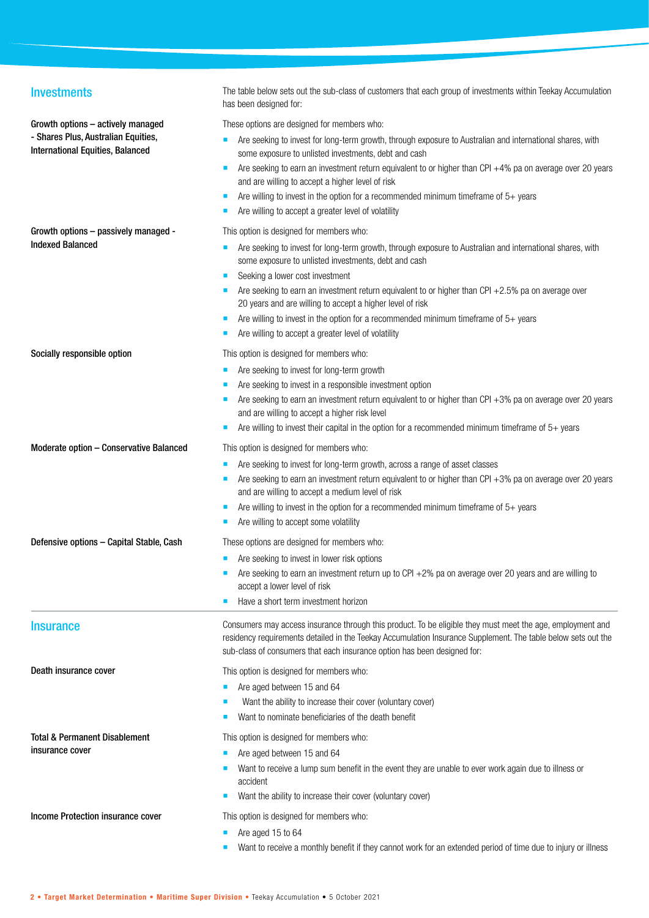## Investments

The table below sets out the sub-class of customers that each group of investments within Teekay Accumulation has been designed for:

**Growth options – actively managed - Shares Plus, Australian Equities, International Equities, Balanced**

These options are designed for members who:

- Are seeking to invest for long-term growth, through exposure to Australian and international shares, with some exposure to unlisted investments, debt and cash
- Are seeking to earn an investment return equivalent to or higher than CPI +4% pa on average over 20 years and are willing to accept a higher level of risk
- Are willing to invest in the option for a recommended minimum timeframe of 5+ years
- Are willing to accept a greater level of volatility

**Growth options – passively managed - Indexed Balanced**

This option is designed for members who:

- Are seeking to invest for long-term growth, through exposure to Australian and international shares, with some exposure to unlisted investments, debt and cash
- Seeking a lower cost investment
- Are seeking to earn an investment return equivalent to or higher than CPI +2.5% pa on average over 20 years and are willing to accept a higher level of risk
- Are willing to invest in the option for a recommended minimum timeframe of 5+ years
- Are willing to accept a greater level of volatility

**Socially responsible option**

This option is designed for members who:

- Are seeking to invest for long-term growth
- Are seeking to invest in a responsible investment option
- Are seeking to earn an investment return equivalent to or higher than CPI +3% pa on average over 20 years and are willing to accept a higher risk level
- Are willing to invest their capital in the option for a recommended minimum timeframe of 5+ years

**Moderate option – Conservative Balanced**

This option is designed for members who:

- Are seeking to invest for long-term growth, across a range of asset classes
- Are seeking to earn an investment return equivalent to or higher than CPI +3% pa on average over 20 years and are willing to accept a medium level of risk
- Are willing to invest in the option for a recommended minimum timeframe of 5+ years
- Are willing to accept some volatility

**Defensive options – Capital Stable, Cash**

These options are designed for members who:

- Are seeking to invest in lower risk options
- Are seeking to earn an investment return up to CPI +2% pa on average over 20 years and are willing to accept a lower level of risk
- Have a short term investment horizon

## Insurance

Consumers may access insurance through this product. To be eligible they must meet the age, employment and residency requirements detailed in the Teekay Accumulation Insurance Supplement. The table below sets out the sub-class of consumers that each insurance option has been designed for:

**Death insurance cover**

This option is designed for members who:

- Are aged between 15 and 64
- Want the ability to increase their cover (voluntary cover)
- Want to nominate beneficiaries of the death benefit

**Total & Permanent Disablement insurance cover**

This option is designed for members who:

- Are aged between 15 and 64
- Want to receive a lump sum benefit in the event they are unable to ever work again due to illness or accident
- Want the ability to increase their cover (voluntary cover)

**Income Protection insurance cover**

This option is designed for members who:

- Are aged 15 to 64
- Want to receive a monthly benefit if they cannot work for an extended period of time due to injury or illness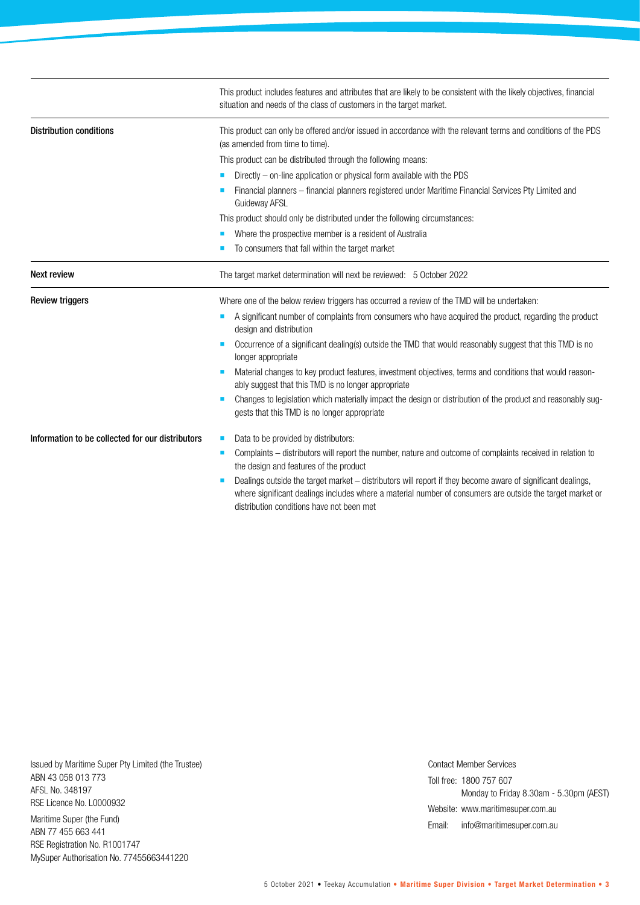| | |
|---|---|
| | This product includes features and attributes that are likely to be consistent with the likely objectives, financial situation and needs of the class of customers in the target market. |
| **Distribution conditions** | This product can only be offered and/or issued in accordance with the relevant terms and conditions of the PDS (as amended from time to time).<br>This product can be distributed through the following means:<br>▪ Directly – on-line application or physical form available with the PDS<br>▪ Financial planners – financial planners registered under Maritime Financial Services Pty Limited and Guideway AFSL<br>This product should only be distributed under the following circumstances:<br>▪ Where the prospective member is a resident of Australia<br>▪ To consumers that fall within the target market |
| **Next review** | The target market determination will next be reviewed: 5 October 2022 |
| **Review triggers** | Where one of the below review triggers has occurred a review of the TMD will be undertaken:<br>▪ A significant number of complaints from consumers who have acquired the product, regarding the product design and distribution<br>▪ Occurrence of a significant dealing(s) outside the TMD that would reasonably suggest that this TMD is no longer appropriate<br>▪ Material changes to key product features, investment objectives, terms and conditions that would reasonably suggest that this TMD is no longer appropriate<br>▪ Changes to legislation which materially impact the design or distribution of the product and reasonably suggests that this TMD is no longer appropriate |
| **Information to be collected for our distributors** | ▪ Data to be provided by distributors:<br>▪ Complaints – distributors will report the number, nature and outcome of complaints received in relation to the design and features of the product<br>▪ Dealings outside the target market – distributors will report if they become aware of significant dealings, where significant dealings includes where a material number of consumers are outside the target market or distribution conditions have not been met |

Issued by Maritime Super Pty Limited (the Trustee)
ABN 43 058 013 773
AFSL No. 348197
RSE Licence No. L0000932

Maritime Super (the Fund)
ABN 77 455 663 441
RSE Registration No. R1001747
MySuper Authorisation No. 77455663441220

Contact Member Services

Toll free: 1800 757 607
Monday to Friday 8.30am - 5.30pm (AEST)

Website: www.maritimesuper.com.au

Email: info@maritimesuper.com.au